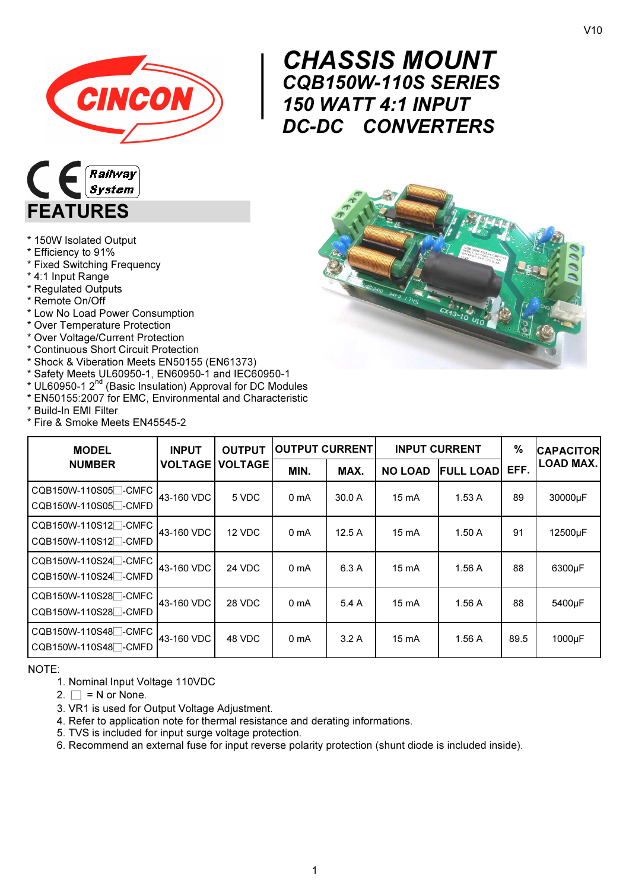# CHASSIS MOUNT
## CQB150W-110S SERIES
## 150 WATT 4:1 INPUT
## DC-DC CONVERTERS

## FEATURES

* 150W Isolated Output
* Efficiency to 91%
* Fixed Switching Frequency
* 4:1 Input Range
* Regulated Outputs
* Remote On/Off
* Low No Load Power Consumption
* Over Temperature Protection
* Over Voltage/Current Protection
* Continuous Short Circuit Protection
* Shock & Viberation Meets EN50155 (EN61373)
* Safety Meets UL60950-1, EN60950-1 and IEC60950-1
* UL60950-1 2nd (Basic Insulation) Approval for DC Modules
* EN50155:2007 for EMC, Environmental and Characteristic
* Build-In EMI Filter
* Fire & Smoke Meets EN45545-2

| MODEL NUMBER | INPUT VOLTAGE | OUTPUT VOLTAGE | OUTPUT CURRENT | | INPUT CURRENT | | % EFF. | CAPACITOR LOAD MAX. |
|---|---|---|---|---|---|---|---|---|
| | | | MIN. | MAX. | NO LOAD | FULL LOAD | | |
| CQB150W-110S05□-CMFC<br>CQB150W-110S05□-CMFD | 43-160 VDC | 5 VDC | 0 mA | 30.0 A | 15 mA | 1.53 A | 89 | 30000μF |
| CQB150W-110S12□-CMFC<br>CQB150W-110S12□-CMFD | 43-160 VDC | 12 VDC | 0 mA | 12.5 A | 15 mA | 1.50 A | 91 | 12500μF |
| CQB150W-110S24□-CMFC<br>CQB150W-110S24□-CMFD | 43-160 VDC | 24 VDC | 0 mA | 6.3 A | 15 mA | 1.56 A | 88 | 6300μF |
| CQB150W-110S28□-CMFC<br>CQB150W-110S28□-CMFD | 43-160 VDC | 28 VDC | 0 mA | 5.4 A | 15 mA | 1.56 A | 88 | 5400μF |
| CQB150W-110S48□-CMFC<br>CQB150W-110S48□-CMFD | 43-160 VDC | 48 VDC | 0 mA | 3.2 A | 15 mA | 1.56 A | 89.5 | 1000μF |

NOTE:

1. Nominal Input Voltage 110VDC
2. □ = N or None.
3. VR1 is used for Output Voltage Adjustment.
4. Refer to application note for thermal resistance and derating informations.
5. TVS is included for input surge voltage protection.
6. Recommend an external fuse for input reverse polarity protection (shunt diode is included inside).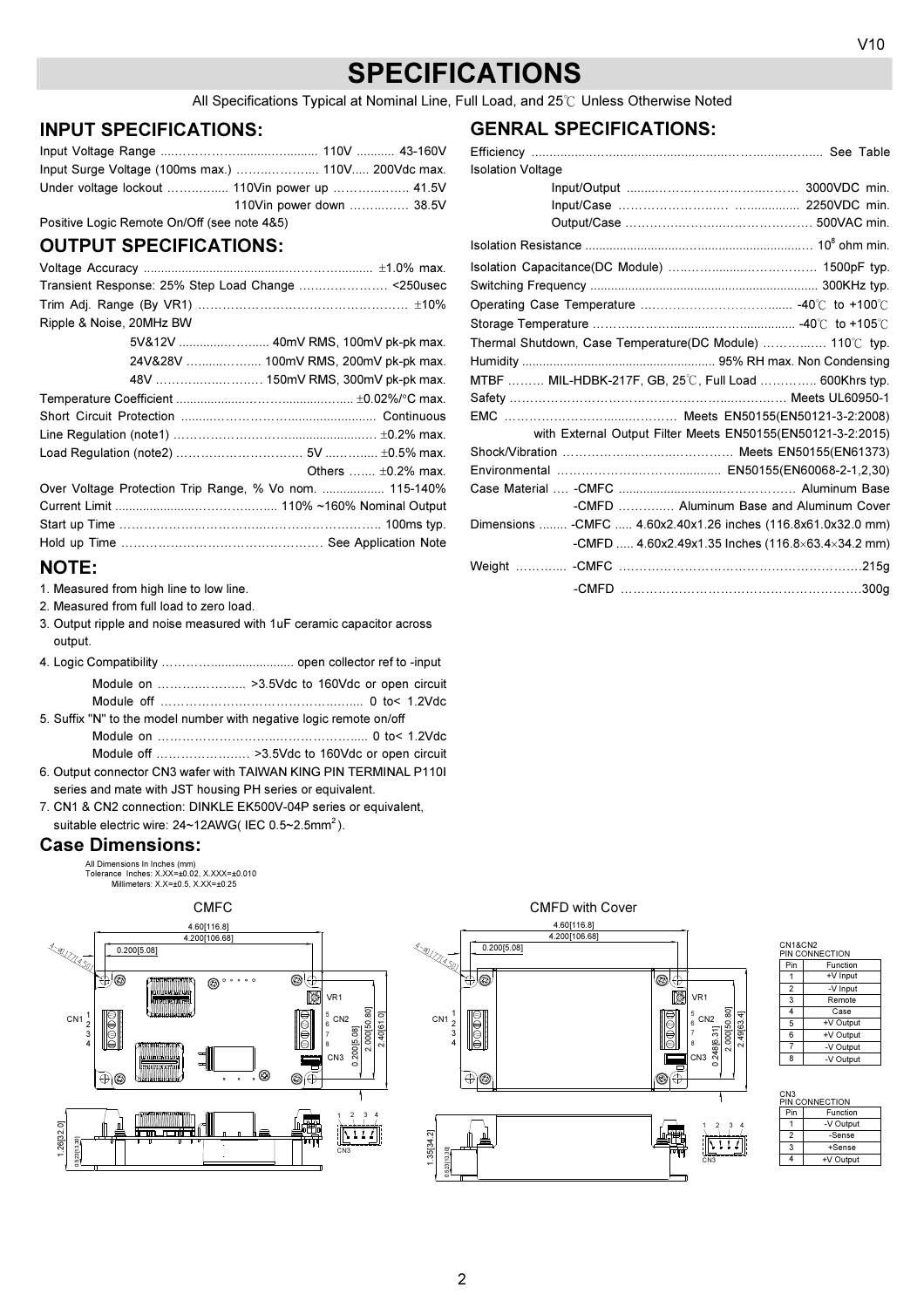# SPECIFICATIONS

All Specifications Typical at Nominal Line, Full Load, and 25℃ Unless Otherwise Noted

## INPUT SPECIFICATIONS:

Input Voltage Range ........ 110V ........ 43-160V

Input Surge Voltage (100ms max.) ........ 110V..... 200Vdc max.

Under voltage lockout ........ 110Vin power up ........ 41.5V

110Vin power down ........ 38.5V

Positive Logic Remote On/Off (see note 4&5)

## OUTPUT SPECIFICATIONS:

Voltage Accuracy ........ ±1.0% max.

Transient Response: 25% Step Load Change ........ <250usec

Trim Adj. Range (By VR1) ........ ±10%

Ripple & Noise, 20MHz BW

5V&12V ........ 40mV RMS, 100mV pk-pk max.

24V&28V ........ 100mV RMS, 200mV pk-pk max.

48V ........ 150mV RMS, 300mV pk-pk max.

Temperature Coefficient ........ ±0.02%/°C max.

Short Circuit Protection ........ Continuous

Line Regulation (note1) ........ ±0.2% max.

Load Regulation (note2) ........ 5V ........ ±0.5% max.

Others ....... ±0.2% max.

Over Voltage Protection Trip Range, % Vo nom. ........ 115-140%

Current Limit ........ 110% ~160% Nominal Output

Start up Time ........ 100ms typ.

Hold up Time ........ See Application Note

## NOTE:

1. Measured from high line to low line.
2. Measured from full load to zero load.
3. Output ripple and noise measured with 1uF ceramic capacitor across output.
4. Logic Compatibility ........ open collector ref to -input
   Module on ........ >3.5Vdc to 160Vdc or open circuit
   Module off ........ 0 to< 1.2Vdc
5. Suffix "N" to the model number with negative logic remote on/off
   Module on ........ 0 to< 1.2Vdc
   Module off ........ >3.5Vdc to 160Vdc or open circuit
6. Output connector CN3 wafer with TAIWAN KING PIN TERMINAL P110I series and mate with JST housing PH series or equivalent.
7. CN1 & CN2 connection: DINKLE EK500V-04P series or equivalent, suitable electric wire: 24~12AWG( IEC 0.5~2.5mm$^2$ ).

## GENRAL SPECIFICATIONS:

Efficiency ........ See Table

Isolation Voltage

Input/Output ........ 3000VDC min.

Input/Case ........ 2250VDC min.

Output/Case ........ 500VAC min.

Isolation Resistance ........ $10^8$ ohm min.

Isolation Capacitance(DC Module) ........ 1500pF typ.

Switching Frequency ........ 300KHz typ.

Operating Case Temperature ........ -40℃ to +100℃

Storage Temperature ........ -40℃ to +105℃

Thermal Shutdown, Case Temperature(DC Module) ........ 110℃ typ.

Humidity ........ 95% RH max. Non Condensing

MTBF ........ MIL-HDBK-217F, GB, 25℃, Full Load ........ 600Khrs typ.

Safety ........ Meets UL60950-1

EMC ........ Meets EN50155(EN50121-3-2:2008)

with External Output Filter Meets EN50155(EN50121-3-2:2015)

Shock/Vibration ........ Meets EN50155(EN61373)

Environmental ........ EN50155(EN60068-2-1,2,30)

Case Material .... -CMFC ........ Aluminum Base

-CMFD ........ Aluminum Base and Aluminum Cover

Dimensions ........ -CMFC ..... 4.60x2.40x1.26 inches (116.8x61.0x32.0 mm)

-CMFD ..... 4.60x2.49x1.35 Inches (116.8×63.4×34.2 mm)

Weight ........ -CMFC ........ 215g

-CMFD ........ 300g

## Case Dimensions:

All Dimensions In Inches (mm)
Tolerance Inches: X.XX=±0.02, X.XXX=±0.010
Millimeters: X.X=±0.5, X.XX=±0.25

CMFC

4.60[116.8]
4.200[106.68]
0.200[5.08]
4-ø0.177[4.50]
VR1
CN1 1 2 3 4
5 6 7 8 CN2
CN3
0.200[5.08]
2.000[50.80]
2.40[61.0]
1.26[32.0]
0.52[13.30]
1 2 3 4
CN3

CMFD with Cover

4.60[116.8]
4.200[106.68]
0.200[5.08]
4-ø0.177[4.50]
VR1
CN1 1 2 3 4
5 6 7 8 CN2
CN3
0.248[6.31]
2.000[50.80]
2.49[63.4]
1.35[34.2]
0.52[13.30]
1 2 3 4
CN3

CN1&CN2
PIN CONNECTION

| Pin | Function |
|---|---|
| 1 | +V Input |
| 2 | -V Input |
| 3 | Remote |
| 4 | Case |
| 5 | +V Output |
| 6 | +V Output |
| 7 | -V Output |
| 8 | -V Output |

CN3
PIN CONNECTION

| Pin | Function |
|---|---|
| 1 | -V Output |
| 2 | -Sense |
| 3 | +Sense |
| 4 | +V Output |